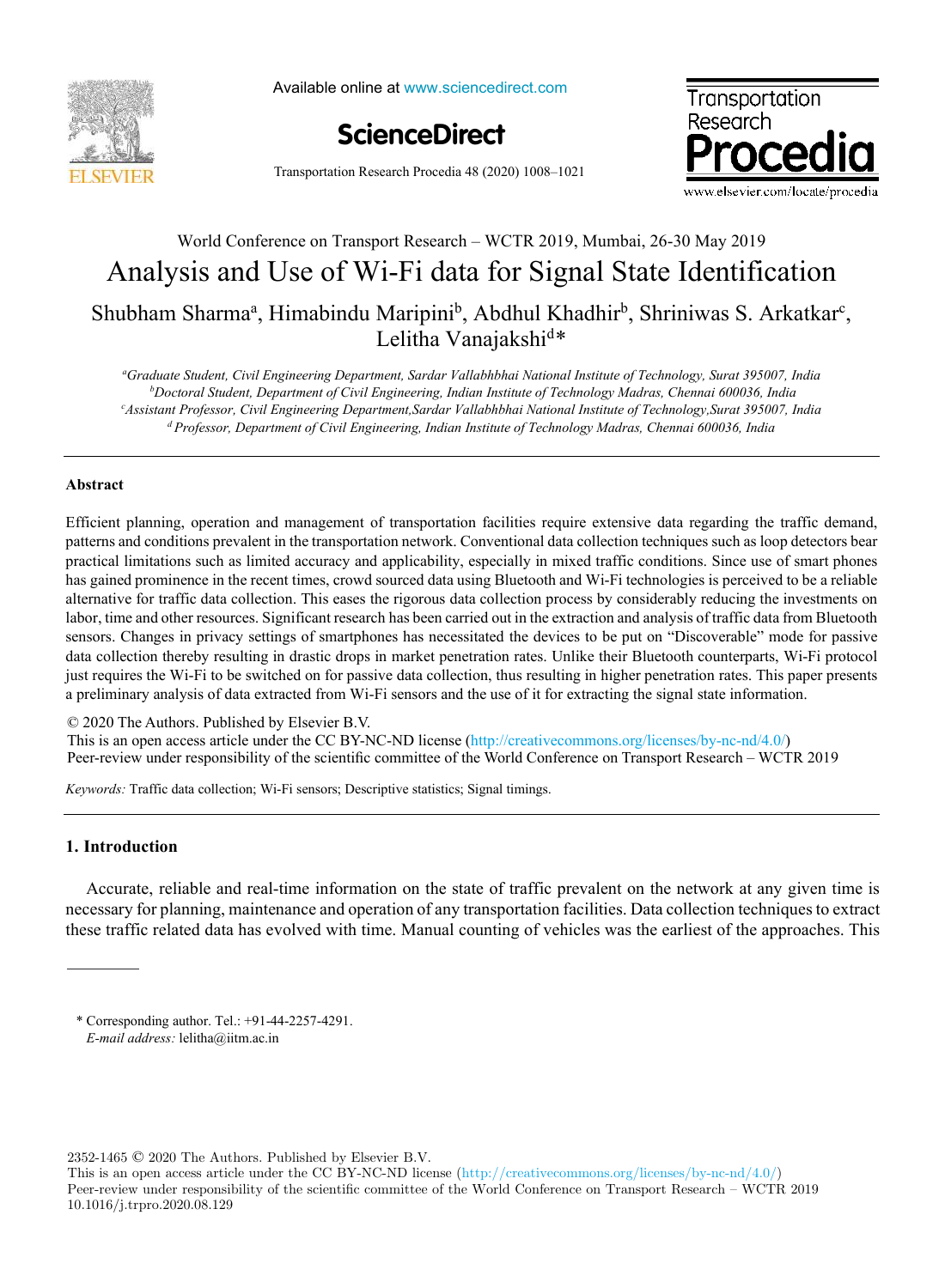World Conference on Transport Research – WCTR 2019, Mumbai, 26-30 May 2019

# Analysis and Use of Wi-Fi data for Signal State Identification

Shubham Sharma[a], Himabindu Maripini[b], Abdhul Khadhir[b], Shriniwas S. Arkatkar[c], Lelitha Vanajakshi[d]*

[a]*Graduate Student, Civil Engineering Department, Sardar Vallabhbhai National Institute of Technology, Surat 395007, India*
[b]*Doctoral Student, Department of Civil Engineering, Indian Institute of Technology Madras, Chennai 600036, India*
[c]*Assistant Professor, Civil Engineering Department,Sardar Vallabhbhai National Institute of Technology,Surat 395007, India*
[d]*Professor, Department of Civil Engineering, Indian Institute of Technology Madras, Chennai 600036, India*

---

**Abstract**

Efficient planning, operation and management of transportation facilities require extensive data regarding the traffic demand, patterns and conditions prevalent in the transportation network. Conventional data collection techniques such as loop detectors bear practical limitations such as limited accuracy and applicability, especially in mixed traffic conditions. Since use of smart phones has gained prominence in the recent times, crowd sourced data using Bluetooth and Wi-Fi technologies is perceived to be a reliable alternative for traffic data collection. This eases the rigorous data collection process by considerably reducing the investments on labor, time and other resources. Significant research has been carried out in the extraction and analysis of traffic data from Bluetooth sensors. Changes in privacy settings of smartphones has necessitated the devices to be put on "Discoverable" mode for passive data collection thereby resulting in drastic drops in market penetration rates. Unlike their Bluetooth counterparts, Wi-Fi protocol just requires the Wi-Fi to be switched on for passive data collection, thus resulting in higher penetration rates. This paper presents a preliminary analysis of data extracted from Wi-Fi sensors and the use of it for extracting the signal state information.

© 2020 The Authors. Published by Elsevier B.V.
This is an open access article under the CC BY-NC-ND license (http://creativecommons.org/licenses/by-nc-nd/4.0/)
Peer-review under responsibility of the scientific committee of the World Conference on Transport Research – WCTR 2019

*Keywords:* Traffic data collection; Wi-Fi sensors; Descriptive statistics; Signal timings.

---

## 1. Introduction

Accurate, reliable and real-time information on the state of traffic prevalent on the network at any given time is necessary for planning, maintenance and operation of any transportation facilities. Data collection techniques to extract these traffic related data has evolved with time. Manual counting of vehicles was the earliest of the approaches. This

---

\* Corresponding author. Tel.: +91-44-2257-4291.
*E-mail address:* lelitha@iitm.ac.in

2352-1465 © 2020 The Authors. Published by Elsevier B.V.
This is an open access article under the CC BY-NC-ND license (http://creativecommons.org/licenses/by-nc-nd/4.0/)
Peer-review under responsibility of the scientific committee of the World Conference on Transport Research – WCTR 2019
10.1016/j.trpro.2020.08.129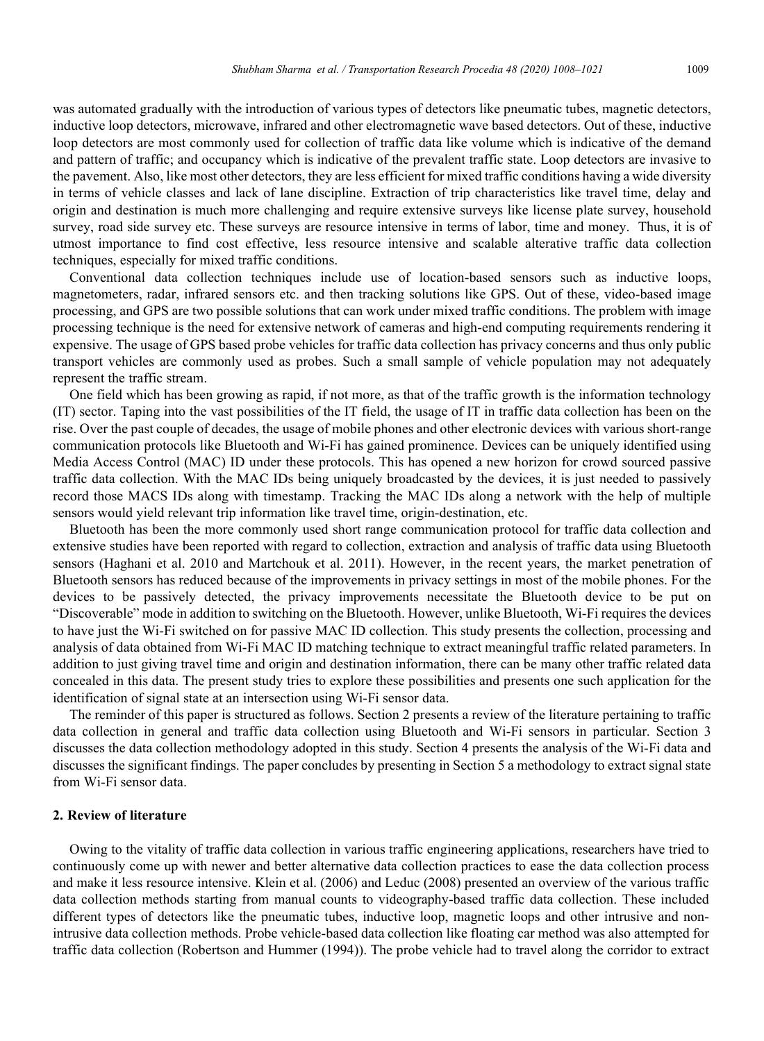was automated gradually with the introduction of various types of detectors like pneumatic tubes, magnetic detectors, inductive loop detectors, microwave, infrared and other electromagnetic wave based detectors. Out of these, inductive loop detectors are most commonly used for collection of traffic data like volume which is indicative of the demand and pattern of traffic; and occupancy which is indicative of the prevalent traffic state. Loop detectors are invasive to the pavement. Also, like most other detectors, they are less efficient for mixed traffic conditions having a wide diversity in terms of vehicle classes and lack of lane discipline. Extraction of trip characteristics like travel time, delay and origin and destination is much more challenging and require extensive surveys like license plate survey, household survey, road side survey etc. These surveys are resource intensive in terms of labor, time and money. Thus, it is of utmost importance to find cost effective, less resource intensive and scalable alterative traffic data collection techniques, especially for mixed traffic conditions.

Conventional data collection techniques include use of location-based sensors such as inductive loops, magnetometers, radar, infrared sensors etc. and then tracking solutions like GPS. Out of these, video-based image processing, and GPS are two possible solutions that can work under mixed traffic conditions. The problem with image processing technique is the need for extensive network of cameras and high-end computing requirements rendering it expensive. The usage of GPS based probe vehicles for traffic data collection has privacy concerns and thus only public transport vehicles are commonly used as probes. Such a small sample of vehicle population may not adequately represent the traffic stream.

One field which has been growing as rapid, if not more, as that of the traffic growth is the information technology (IT) sector. Taping into the vast possibilities of the IT field, the usage of IT in traffic data collection has been on the rise. Over the past couple of decades, the usage of mobile phones and other electronic devices with various short-range communication protocols like Bluetooth and Wi-Fi has gained prominence. Devices can be uniquely identified using Media Access Control (MAC) ID under these protocols. This has opened a new horizon for crowd sourced passive traffic data collection. With the MAC IDs being uniquely broadcasted by the devices, it is just needed to passively record those MACS IDs along with timestamp. Tracking the MAC IDs along a network with the help of multiple sensors would yield relevant trip information like travel time, origin-destination, etc.

Bluetooth has been the more commonly used short range communication protocol for traffic data collection and extensive studies have been reported with regard to collection, extraction and analysis of traffic data using Bluetooth sensors (Haghani et al. 2010 and Martchouk et al. 2011). However, in the recent years, the market penetration of Bluetooth sensors has reduced because of the improvements in privacy settings in most of the mobile phones. For the devices to be passively detected, the privacy improvements necessitate the Bluetooth device to be put on "Discoverable" mode in addition to switching on the Bluetooth. However, unlike Bluetooth, Wi-Fi requires the devices to have just the Wi-Fi switched on for passive MAC ID collection. This study presents the collection, processing and analysis of data obtained from Wi-Fi MAC ID matching technique to extract meaningful traffic related parameters. In addition to just giving travel time and origin and destination information, there can be many other traffic related data concealed in this data. The present study tries to explore these possibilities and presents one such application for the identification of signal state at an intersection using Wi-Fi sensor data.

The reminder of this paper is structured as follows. Section 2 presents a review of the literature pertaining to traffic data collection in general and traffic data collection using Bluetooth and Wi-Fi sensors in particular. Section 3 discusses the data collection methodology adopted in this study. Section 4 presents the analysis of the Wi-Fi data and discusses the significant findings. The paper concludes by presenting in Section 5 a methodology to extract signal state from Wi-Fi sensor data.

## 2. Review of literature

Owing to the vitality of traffic data collection in various traffic engineering applications, researchers have tried to continuously come up with newer and better alternative data collection practices to ease the data collection process and make it less resource intensive. Klein et al. (2006) and Leduc (2008) presented an overview of the various traffic data collection methods starting from manual counts to videography-based traffic data collection. These included different types of detectors like the pneumatic tubes, inductive loop, magnetic loops and other intrusive and non-intrusive data collection methods. Probe vehicle-based data collection like floating car method was also attempted for traffic data collection (Robertson and Hummer (1994)). The probe vehicle had to travel along the corridor to extract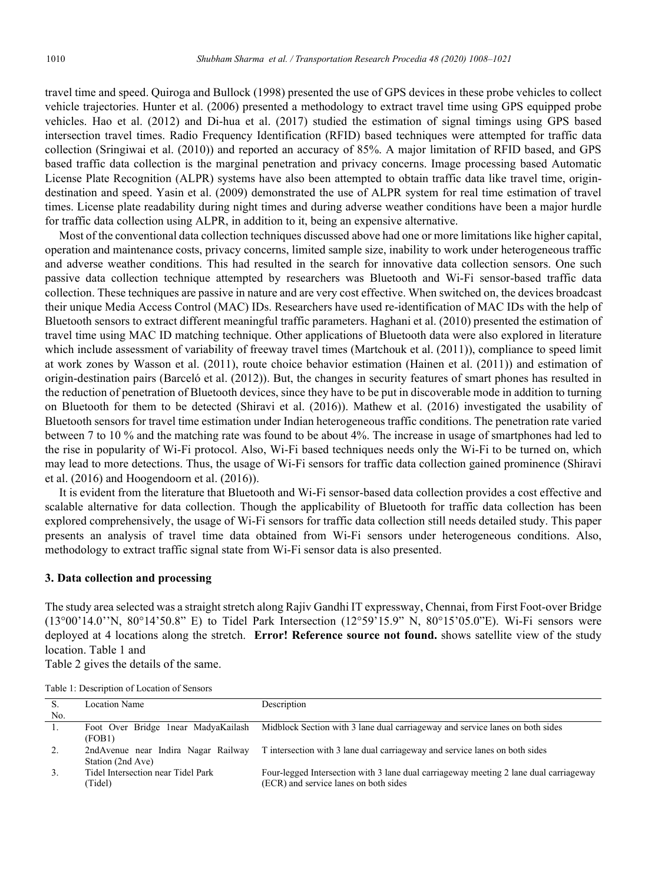travel time and speed. Quiroga and Bullock (1998) presented the use of GPS devices in these probe vehicles to collect vehicle trajectories. Hunter et al. (2006) presented a methodology to extract travel time using GPS equipped probe vehicles. Hao et al. (2012) and Di-hua et al. (2017) studied the estimation of signal timings using GPS based intersection travel times. Radio Frequency Identification (RFID) based techniques were attempted for traffic data collection (Sringiwai et al. (2010)) and reported an accuracy of 85%. A major limitation of RFID based, and GPS based traffic data collection is the marginal penetration and privacy concerns. Image processing based Automatic License Plate Recognition (ALPR) systems have also been attempted to obtain traffic data like travel time, origin-destination and speed. Yasin et al. (2009) demonstrated the use of ALPR system for real time estimation of travel times. License plate readability during night times and during adverse weather conditions have been a major hurdle for traffic data collection using ALPR, in addition to it, being an expensive alternative.

Most of the conventional data collection techniques discussed above had one or more limitations like higher capital, operation and maintenance costs, privacy concerns, limited sample size, inability to work under heterogeneous traffic and adverse weather conditions. This had resulted in the search for innovative data collection sensors. One such passive data collection technique attempted by researchers was Bluetooth and Wi-Fi sensor-based traffic data collection. These techniques are passive in nature and are very cost effective. When switched on, the devices broadcast their unique Media Access Control (MAC) IDs. Researchers have used re-identification of MAC IDs with the help of Bluetooth sensors to extract different meaningful traffic parameters. Haghani et al. (2010) presented the estimation of travel time using MAC ID matching technique. Other applications of Bluetooth data were also explored in literature which include assessment of variability of freeway travel times (Martchouk et al. (2011)), compliance to speed limit at work zones by Wasson et al. (2011), route choice behavior estimation (Hainen et al. (2011)) and estimation of origin-destination pairs (Barceló et al. (2012)). But, the changes in security features of smart phones has resulted in the reduction of penetration of Bluetooth devices, since they have to be put in discoverable mode in addition to turning on Bluetooth for them to be detected (Shiravi et al. (2016)). Mathew et al. (2016) investigated the usability of Bluetooth sensors for travel time estimation under Indian heterogeneous traffic conditions. The penetration rate varied between 7 to 10 % and the matching rate was found to be about 4%. The increase in usage of smartphones had led to the rise in popularity of Wi-Fi protocol. Also, Wi-Fi based techniques needs only the Wi-Fi to be turned on, which may lead to more detections. Thus, the usage of Wi-Fi sensors for traffic data collection gained prominence (Shiravi et al. (2016) and Hoogendoorn et al. (2016)).

It is evident from the literature that Bluetooth and Wi-Fi sensor-based data collection provides a cost effective and scalable alternative for data collection. Though the applicability of Bluetooth for traffic data collection has been explored comprehensively, the usage of Wi-Fi sensors for traffic data collection still needs detailed study. This paper presents an analysis of travel time data obtained from Wi-Fi sensors under heterogeneous conditions. Also, methodology to extract traffic signal state from Wi-Fi sensor data is also presented.

## 3. Data collection and processing

The study area selected was a straight stretch along Rajiv Gandhi IT expressway, Chennai, from First Foot-over Bridge (13°00'14.0''N, 80°14'50.8" E) to Tidel Park Intersection (12°59'15.9" N, 80°15'05.0"E). Wi-Fi sensors were deployed at 4 locations along the stretch. **Error! Reference source not found.** shows satellite view of the study location. Table 1 and
Table 2 gives the details of the same.

Table 1: Description of Location of Sensors

| S. No. | Location Name | Description |
|---|---|---|
| 1. | Foot Over Bridge 1near MadyaKailash (FOB1) | Midblock Section with 3 lane dual carriageway and service lanes on both sides |
| 2. | 2ndAvenue near Indira Nagar Railway Station (2nd Ave) | T intersection with 3 lane dual carriageway and service lanes on both sides |
| 3. | Tidel Intersection near Tidel Park (Tidel) | Four-legged Intersection with 3 lane dual carriageway meeting 2 lane dual carriageway (ECR) and service lanes on both sides |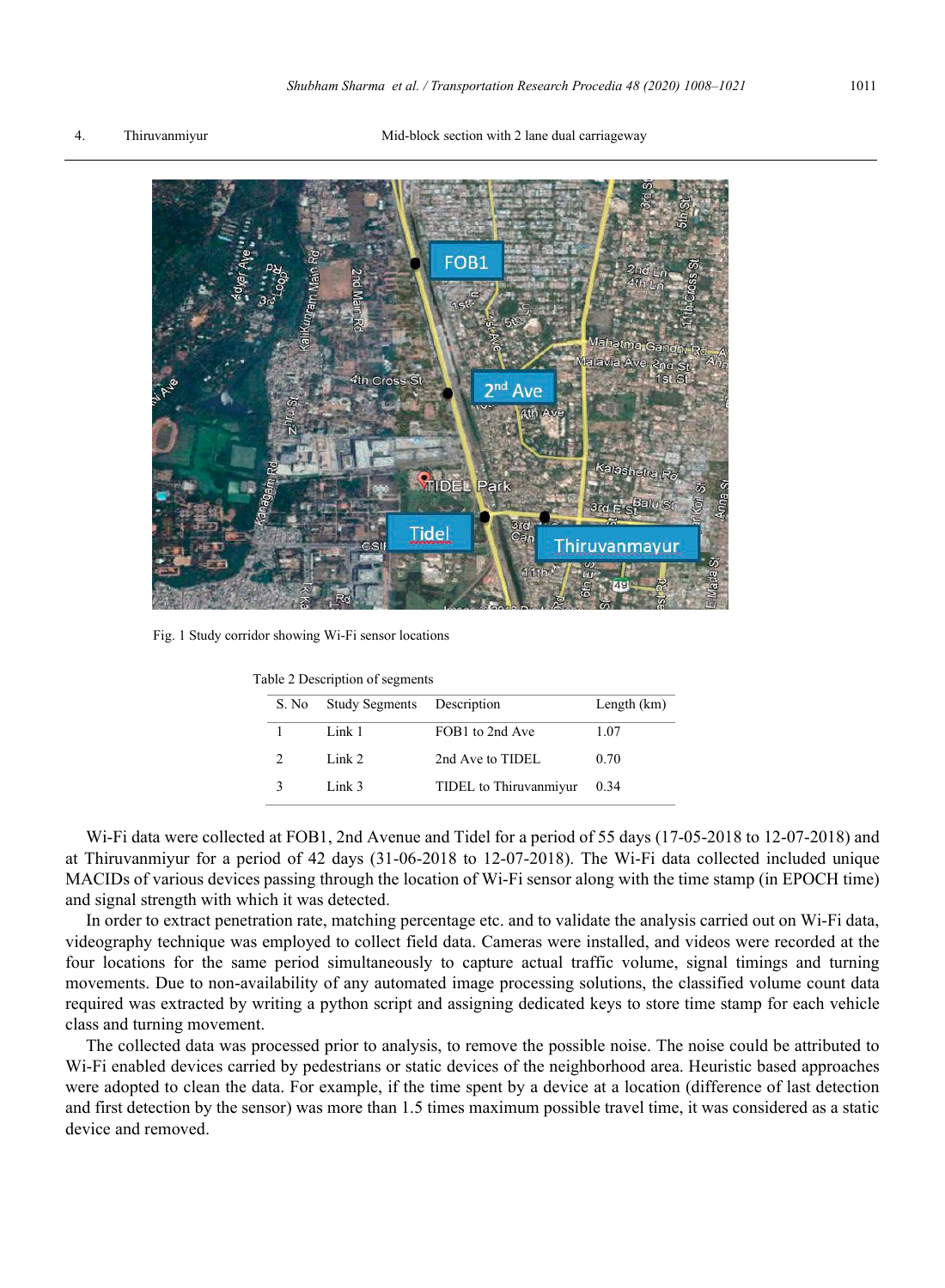| 4. | Thiruvanmiyur | Mid-block section with 2 lane dual carriageway |
|---|---|---|

Fig. 1 Study corridor showing Wi-Fi sensor locations

Table 2 Description of segments

| S. No | Study Segments | Description | Length (km) |
|---|---|---|---|
| 1 | Link 1 | FOB1 to 2nd Ave | 1.07 |
| 2 | Link 2 | 2nd Ave to TIDEL | 0.70 |
| 3 | Link 3 | TIDEL to Thiruvanmiyur | 0.34 |

Wi-Fi data were collected at FOB1, 2nd Avenue and Tidel for a period of 55 days (17-05-2018 to 12-07-2018) and at Thiruvanmiyur for a period of 42 days (31-06-2018 to 12-07-2018). The Wi-Fi data collected included unique MACIDs of various devices passing through the location of Wi-Fi sensor along with the time stamp (in EPOCH time) and signal strength with which it was detected.

In order to extract penetration rate, matching percentage etc. and to validate the analysis carried out on Wi-Fi data, videography technique was employed to collect field data. Cameras were installed, and videos were recorded at the four locations for the same period simultaneously to capture actual traffic volume, signal timings and turning movements. Due to non-availability of any automated image processing solutions, the classified volume count data required was extracted by writing a python script and assigning dedicated keys to store time stamp for each vehicle class and turning movement.

The collected data was processed prior to analysis, to remove the possible noise. The noise could be attributed to Wi-Fi enabled devices carried by pedestrians or static devices of the neighborhood area. Heuristic based approaches were adopted to clean the data. For example, if the time spent by a device at a location (difference of last detection and first detection by the sensor) was more than 1.5 times maximum possible travel time, it was considered as a static device and removed.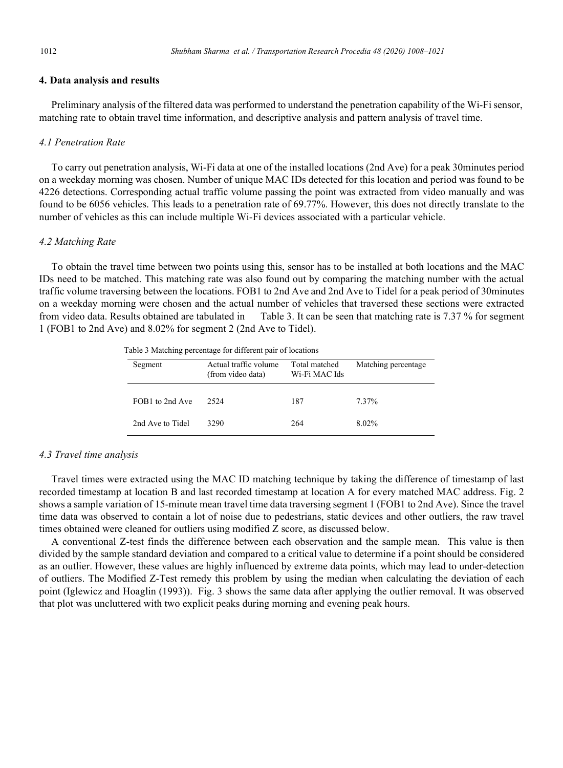## 4. Data analysis and results

Preliminary analysis of the filtered data was performed to understand the penetration capability of the Wi-Fi sensor, matching rate to obtain travel time information, and descriptive analysis and pattern analysis of travel time.

### *4.1 Penetration Rate*

To carry out penetration analysis, Wi-Fi data at one of the installed locations (2nd Ave) for a peak 30minutes period on a weekday morning was chosen. Number of unique MAC IDs detected for this location and period was found to be 4226 detections. Corresponding actual traffic volume passing the point was extracted from video manually and was found to be 6056 vehicles. This leads to a penetration rate of 69.77%. However, this does not directly translate to the number of vehicles as this can include multiple Wi-Fi devices associated with a particular vehicle.

### *4.2 Matching Rate*

To obtain the travel time between two points using this, sensor has to be installed at both locations and the MAC IDs need to be matched. This matching rate was also found out by comparing the matching number with the actual traffic volume traversing between the locations. FOB1 to 2nd Ave and 2nd Ave to Tidel for a peak period of 30minutes on a weekday morning were chosen and the actual number of vehicles that traversed these sections were extracted from video data. Results obtained are tabulated in Table 3. It can be seen that matching rate is 7.37 % for segment 1 (FOB1 to 2nd Ave) and 8.02% for segment 2 (2nd Ave to Tidel).

Table 3 Matching percentage for different pair of locations

| Segment | Actual traffic volume (from video data) | Total matched Wi-Fi MAC Ids | Matching percentage |
|---|---|---|---|
| FOB1 to 2nd Ave | 2524 | 187 | 7.37% |
| 2nd Ave to Tidel | 3290 | 264 | 8.02% |

### *4.3 Travel time analysis*

Travel times were extracted using the MAC ID matching technique by taking the difference of timestamp of last recorded timestamp at location B and last recorded timestamp at location A for every matched MAC address. Fig. 2 shows a sample variation of 15-minute mean travel time data traversing segment 1 (FOB1 to 2nd Ave). Since the travel time data was observed to contain a lot of noise due to pedestrians, static devices and other outliers, the raw travel times obtained were cleaned for outliers using modified Z score, as discussed below.

A conventional Z-test finds the difference between each observation and the sample mean. This value is then divided by the sample standard deviation and compared to a critical value to determine if a point should be considered as an outlier. However, these values are highly influenced by extreme data points, which may lead to under-detection of outliers. The Modified Z-Test remedy this problem by using the median when calculating the deviation of each point (Iglewicz and Hoaglin (1993)). Fig. 3 shows the same data after applying the outlier removal. It was observed that plot was uncluttered with two explicit peaks during morning and evening peak hours.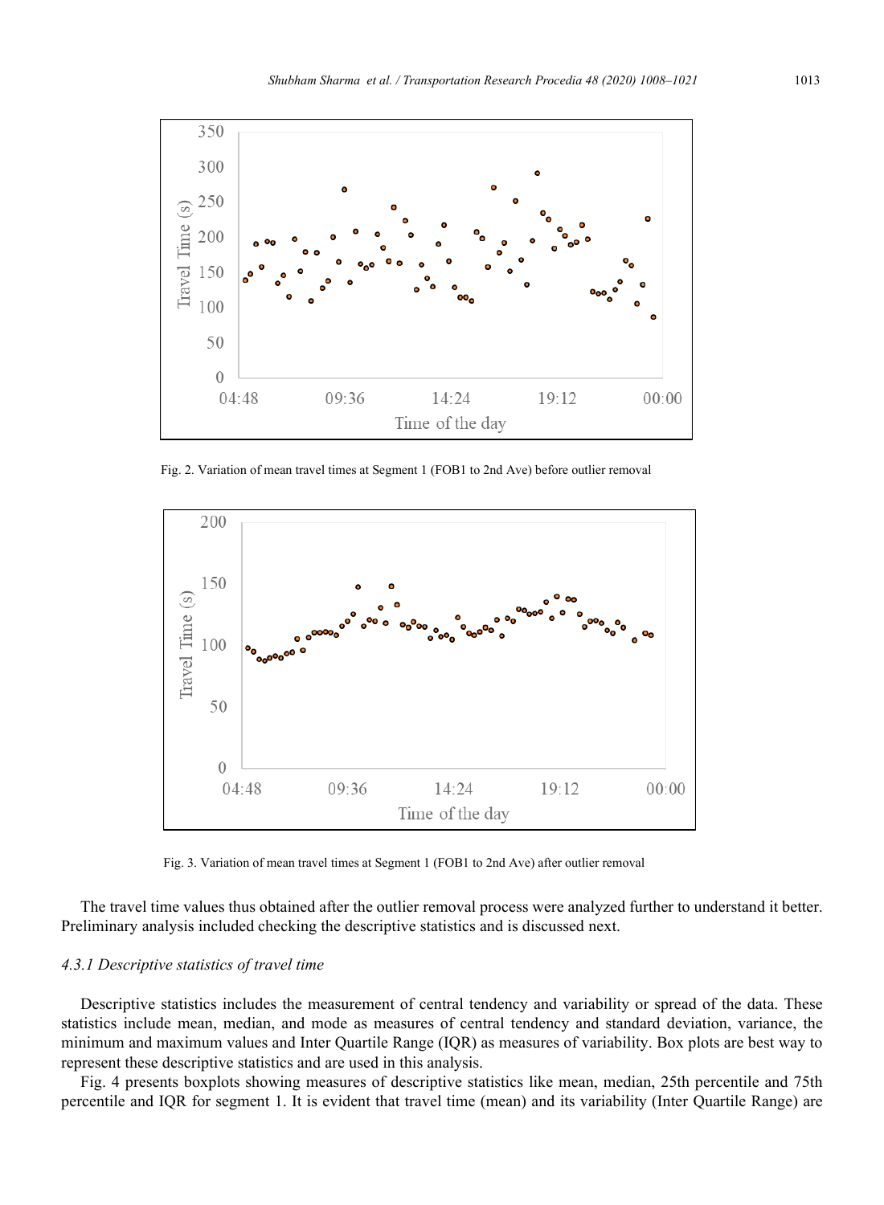Fig. 2. Variation of mean travel times at Segment 1 (FOB1 to 2nd Ave) before outlier removal

Fig. 3. Variation of mean travel times at Segment 1 (FOB1 to 2nd Ave) after outlier removal

The travel time values thus obtained after the outlier removal process were analyzed further to understand it better. Preliminary analysis included checking the descriptive statistics and is discussed next.

#### *4.3.1 Descriptive statistics of travel time*

Descriptive statistics includes the measurement of central tendency and variability or spread of the data. These statistics include mean, median, and mode as measures of central tendency and standard deviation, variance, the minimum and maximum values and Inter Quartile Range (IQR) as measures of variability. Box plots are best way to represent these descriptive statistics and are used in this analysis.

Fig. 4 presents boxplots showing measures of descriptive statistics like mean, median, 25th percentile and 75th percentile and IQR for segment 1. It is evident that travel time (mean) and its variability (Inter Quartile Range) are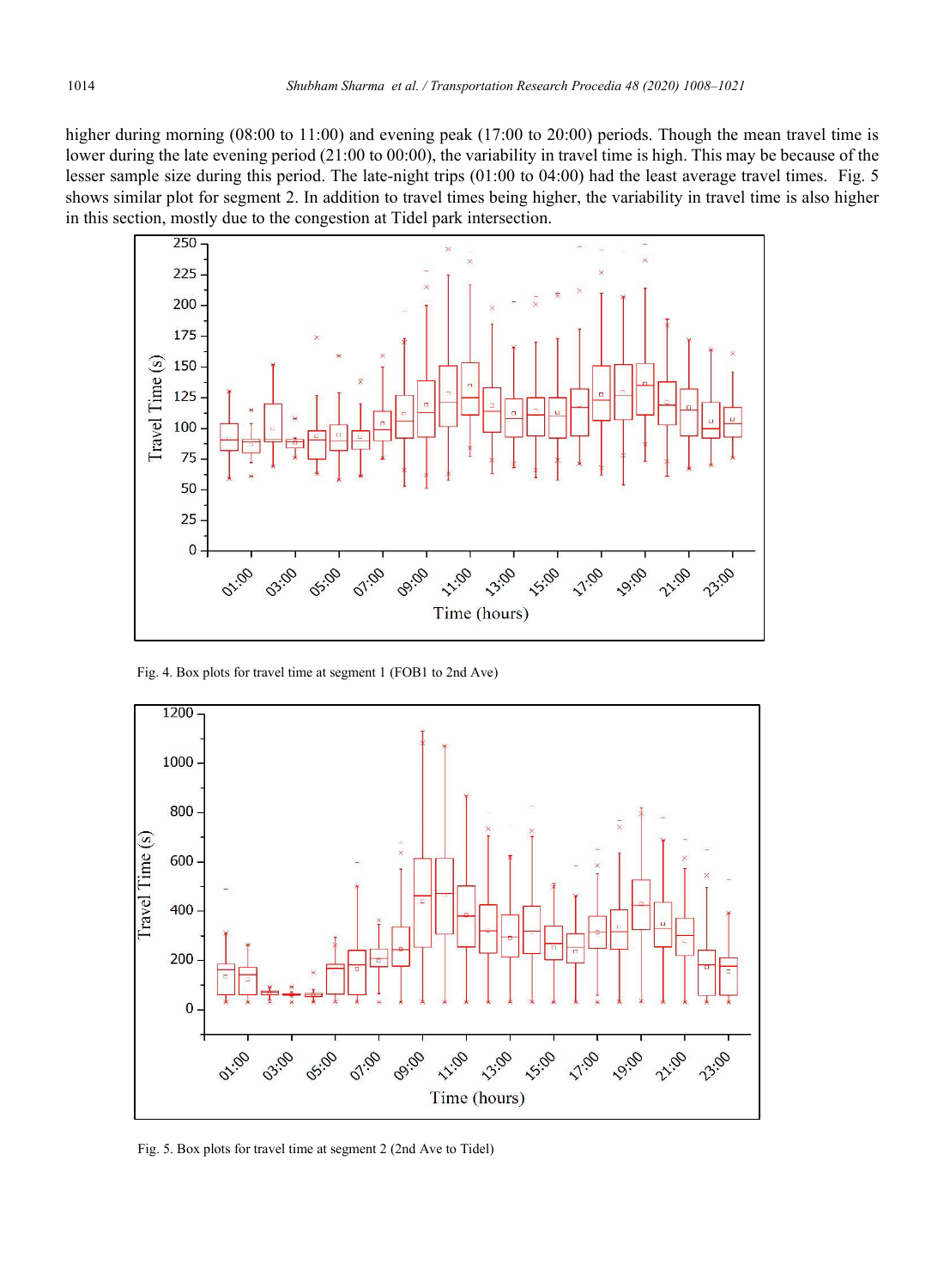higher during morning (08:00 to 11:00) and evening peak (17:00 to 20:00) periods. Though the mean travel time is lower during the late evening period (21:00 to 00:00), the variability in travel time is high. This may be because of the lesser sample size during this period. The late-night trips (01:00 to 04:00) had the least average travel times. Fig. 5 shows similar plot for segment 2. In addition to travel times being higher, the variability in travel time is also higher in this section, mostly due to the congestion at Tidel park intersection.

Fig. 4. Box plots for travel time at segment 1 (FOB1 to 2nd Ave)

Fig. 5. Box plots for travel time at segment 2 (2nd Ave to Tidel)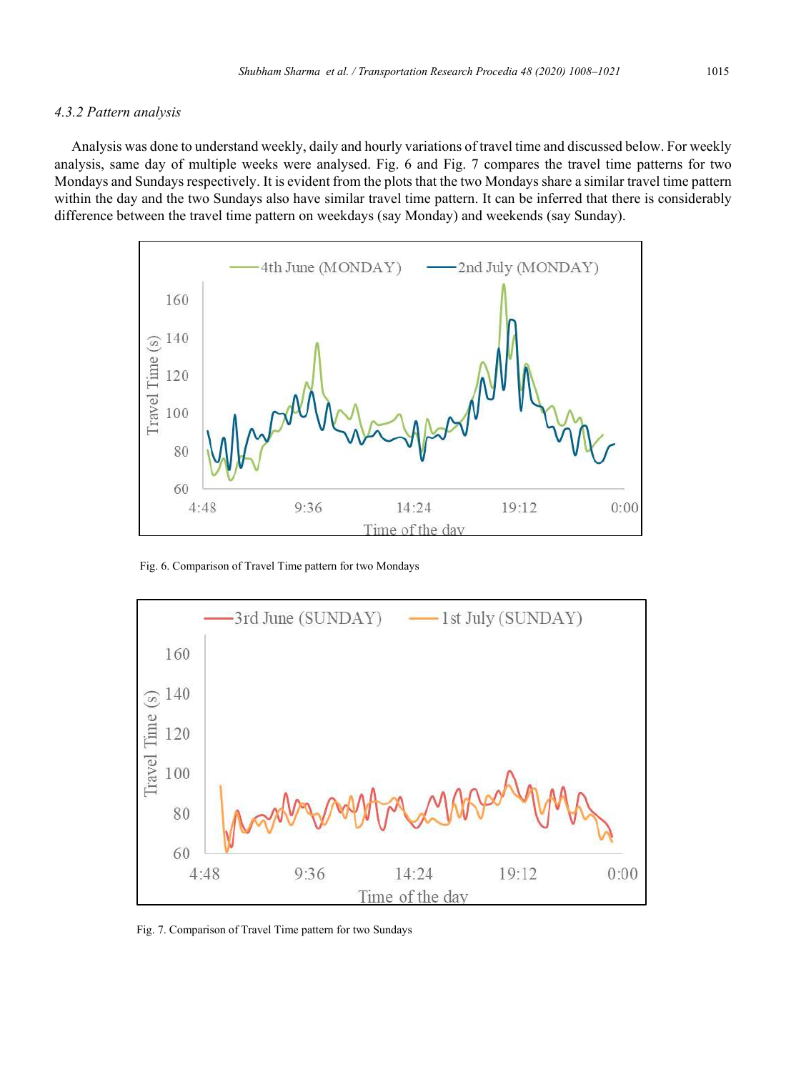#### 4.3.2 Pattern analysis

Analysis was done to understand weekly, daily and hourly variations of travel time and discussed below. For weekly analysis, same day of multiple weeks were analysed. Fig. 6 and Fig. 7 compares the travel time patterns for two Mondays and Sundays respectively. It is evident from the plots that the two Mondays share a similar travel time pattern within the day and the two Sundays also have similar travel time pattern. It can be inferred that there is considerably difference between the travel time pattern on weekdays (say Monday) and weekends (say Sunday).

Fig. 6. Comparison of Travel Time pattern for two Mondays

Fig. 7. Comparison of Travel Time pattern for two Sundays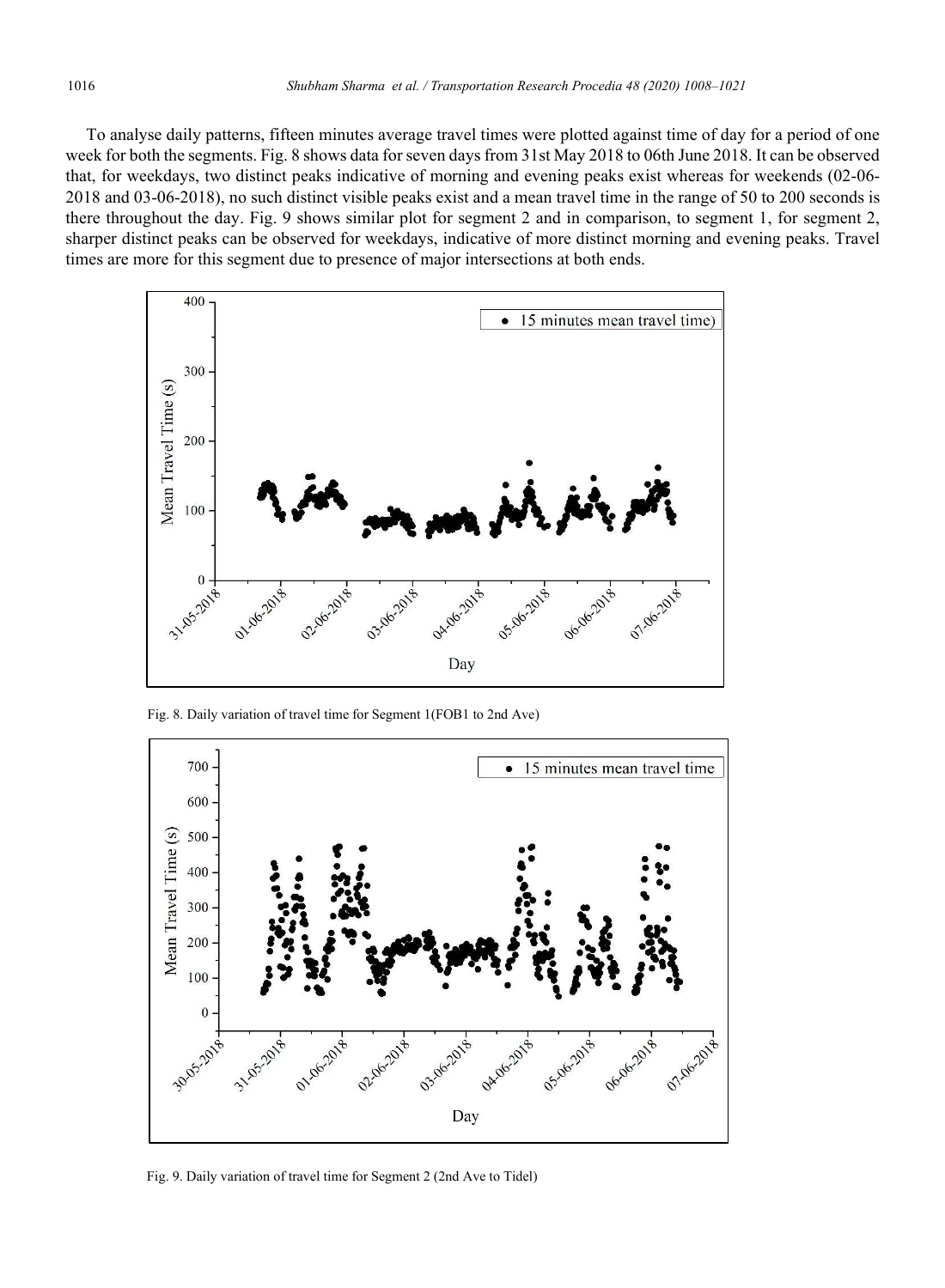To analyse daily patterns, fifteen minutes average travel times were plotted against time of day for a period of one week for both the segments. Fig. 8 shows data for seven days from 31st May 2018 to 06th June 2018. It can be observed that, for weekdays, two distinct peaks indicative of morning and evening peaks exist whereas for weekends (02-06-2018 and 03-06-2018), no such distinct visible peaks exist and a mean travel time in the range of 50 to 200 seconds is there throughout the day. Fig. 9 shows similar plot for segment 2 and in comparison, to segment 1, for segment 2, sharper distinct peaks can be observed for weekdays, indicative of more distinct morning and evening peaks. Travel times are more for this segment due to presence of major intersections at both ends.

Fig. 8. Daily variation of travel time for Segment 1(FOB1 to 2nd Ave)

Fig. 9. Daily variation of travel time for Segment 2 (2nd Ave to Tidel)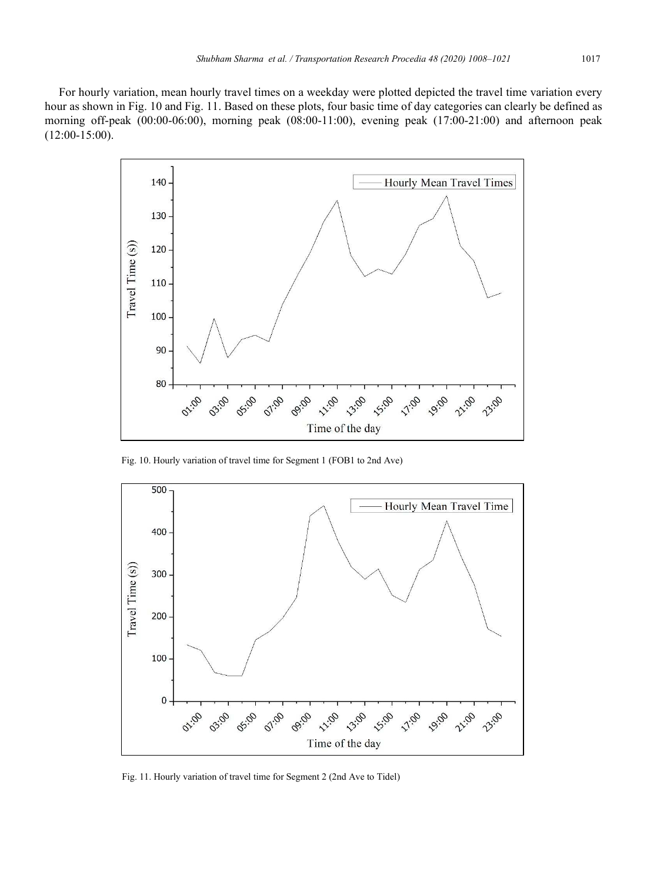For hourly variation, mean hourly travel times on a weekday were plotted depicted the travel time variation every hour as shown in Fig. 10 and Fig. 11. Based on these plots, four basic time of day categories can clearly be defined as morning off-peak (00:00-06:00), morning peak (08:00-11:00), evening peak (17:00-21:00) and afternoon peak (12:00-15:00).

Fig. 10. Hourly variation of travel time for Segment 1 (FOB1 to 2nd Ave)

Fig. 11. Hourly variation of travel time for Segment 2 (2nd Ave to Tidel)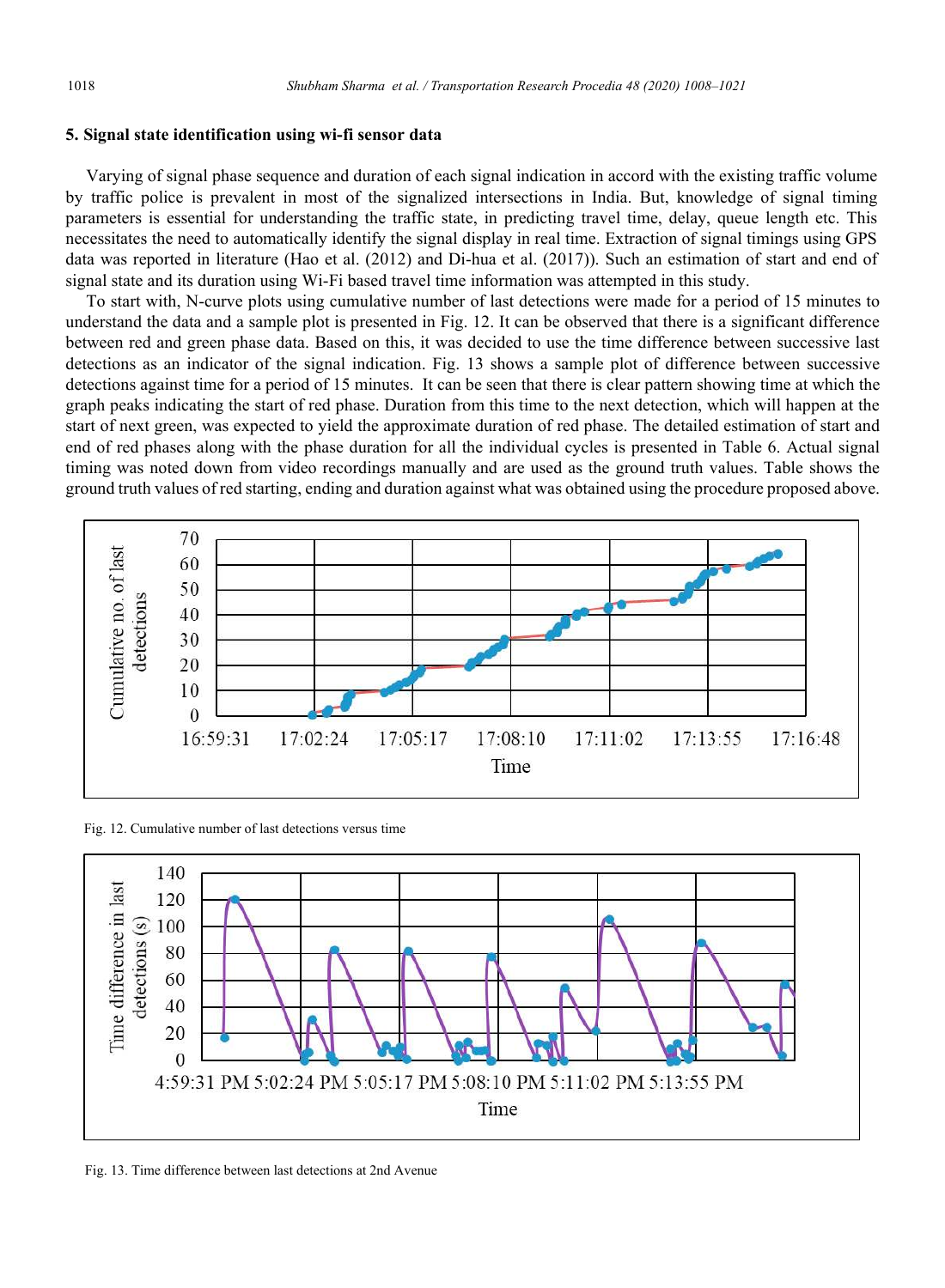## 5. Signal state identification using wi-fi sensor data

Varying of signal phase sequence and duration of each signal indication in accord with the existing traffic volume by traffic police is prevalent in most of the signalized intersections in India. But, knowledge of signal timing parameters is essential for understanding the traffic state, in predicting travel time, delay, queue length etc. This necessitates the need to automatically identify the signal display in real time. Extraction of signal timings using GPS data was reported in literature (Hao et al. (2012) and Di-hua et al. (2017)). Such an estimation of start and end of signal state and its duration using Wi-Fi based travel time information was attempted in this study.

To start with, N-curve plots using cumulative number of last detections were made for a period of 15 minutes to understand the data and a sample plot is presented in Fig. 12. It can be observed that there is a significant difference between red and green phase data. Based on this, it was decided to use the time difference between successive last detections as an indicator of the signal indication. Fig. 13 shows a sample plot of difference between successive detections against time for a period of 15 minutes. It can be seen that there is clear pattern showing time at which the graph peaks indicating the start of red phase. Duration from this time to the next detection, which will happen at the start of next green, was expected to yield the approximate duration of red phase. The detailed estimation of start and end of red phases along with the phase duration for all the individual cycles is presented in Table 6. Actual signal timing was noted down from video recordings manually and are used as the ground truth values. Table shows the ground truth values of red starting, ending and duration against what was obtained using the procedure proposed above.

Fig. 12. Cumulative number of last detections versus time

Fig. 13. Time difference between last detections at 2nd Avenue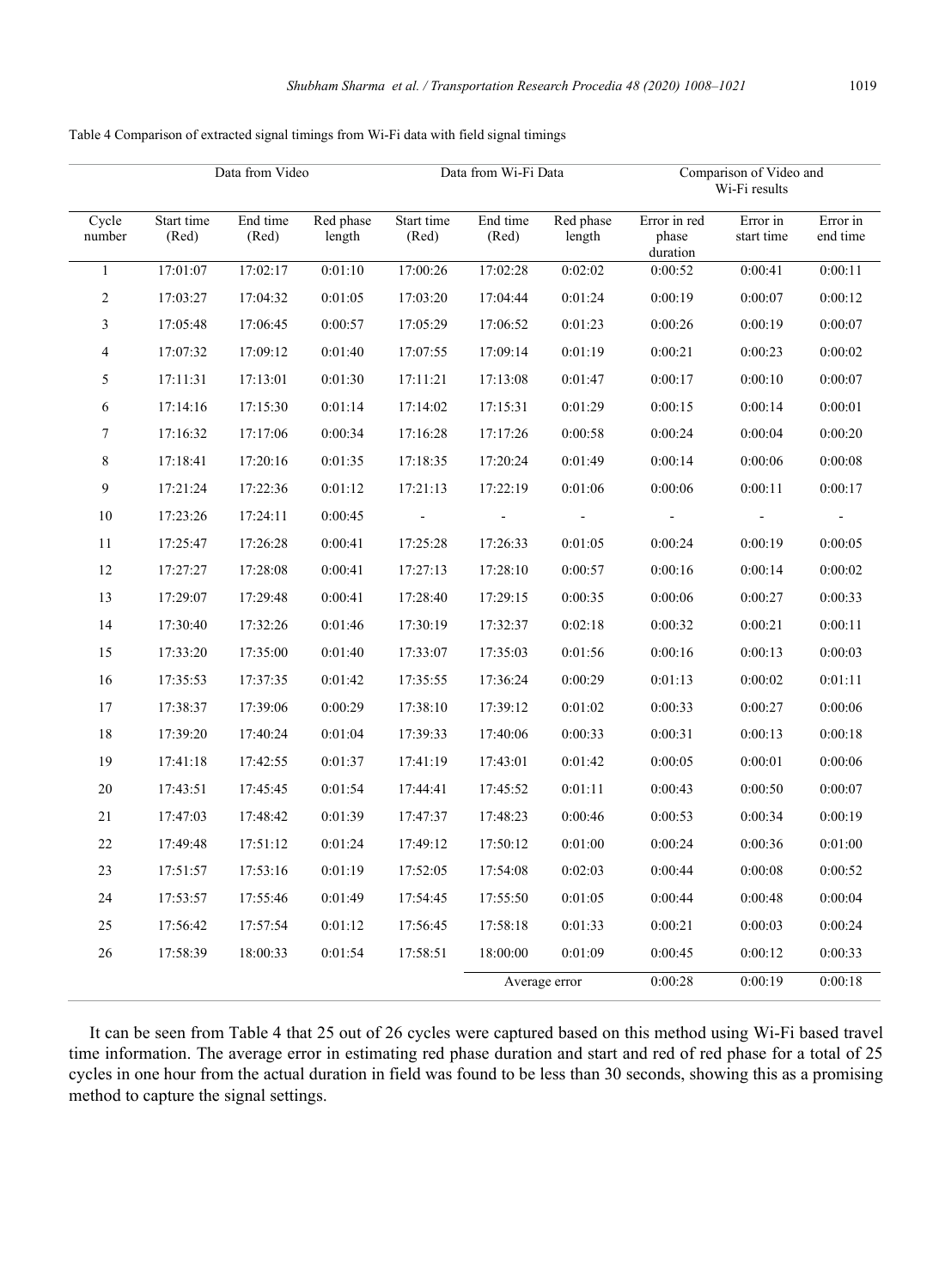Table 4 Comparison of extracted signal timings from Wi-Fi data with field signal timings

| | Data from Video | | | Data from Wi-Fi Data | | | Comparison of Video and Wi-Fi results | | |
|---|---|---|---|---|---|---|---|---|---|
| Cycle number | Start time (Red) | End time (Red) | Red phase length | Start time (Red) | End time (Red) | Red phase length | Error in red phase duration | Error in start time | Error in end time |
| 1 | 17:01:07 | 17:02:17 | 0:01:10 | 17:00:26 | 17:02:28 | 0:02:02 | 0:00:52 | 0:00:41 | 0:00:11 |
| 2 | 17:03:27 | 17:04:32 | 0:01:05 | 17:03:20 | 17:04:44 | 0:01:24 | 0:00:19 | 0:00:07 | 0:00:12 |
| 3 | 17:05:48 | 17:06:45 | 0:00:57 | 17:05:29 | 17:06:52 | 0:01:23 | 0:00:26 | 0:00:19 | 0:00:07 |
| 4 | 17:07:32 | 17:09:12 | 0:01:40 | 17:07:55 | 17:09:14 | 0:01:19 | 0:00:21 | 0:00:23 | 0:00:02 |
| 5 | 17:11:31 | 17:13:01 | 0:01:30 | 17:11:21 | 17:13:08 | 0:01:47 | 0:00:17 | 0:00:10 | 0:00:07 |
| 6 | 17:14:16 | 17:15:30 | 0:01:14 | 17:14:02 | 17:15:31 | 0:01:29 | 0:00:15 | 0:00:14 | 0:00:01 |
| 7 | 17:16:32 | 17:17:06 | 0:00:34 | 17:16:28 | 17:17:26 | 0:00:58 | 0:00:24 | 0:00:04 | 0:00:20 |
| 8 | 17:18:41 | 17:20:16 | 0:01:35 | 17:18:35 | 17:20:24 | 0:01:49 | 0:00:14 | 0:00:06 | 0:00:08 |
| 9 | 17:21:24 | 17:22:36 | 0:01:12 | 17:21:13 | 17:22:19 | 0:01:06 | 0:00:06 | 0:00:11 | 0:00:17 |
| 10 | 17:23:26 | 17:24:11 | 0:00:45 | - | - | - | - | - | - |
| 11 | 17:25:47 | 17:26:28 | 0:00:41 | 17:25:28 | 17:26:33 | 0:01:05 | 0:00:24 | 0:00:19 | 0:00:05 |
| 12 | 17:27:27 | 17:28:08 | 0:00:41 | 17:27:13 | 17:28:10 | 0:00:57 | 0:00:16 | 0:00:14 | 0:00:02 |
| 13 | 17:29:07 | 17:29:48 | 0:00:41 | 17:28:40 | 17:29:15 | 0:00:35 | 0:00:06 | 0:00:27 | 0:00:33 |
| 14 | 17:30:40 | 17:32:26 | 0:01:46 | 17:30:19 | 17:32:37 | 0:02:18 | 0:00:32 | 0:00:21 | 0:00:11 |
| 15 | 17:33:20 | 17:35:00 | 0:01:40 | 17:33:07 | 17:35:03 | 0:01:56 | 0:00:16 | 0:00:13 | 0:00:03 |
| 16 | 17:35:53 | 17:37:35 | 0:01:42 | 17:35:55 | 17:36:24 | 0:00:29 | 0:01:13 | 0:00:02 | 0:01:11 |
| 17 | 17:38:37 | 17:39:06 | 0:00:29 | 17:38:10 | 17:39:12 | 0:01:02 | 0:00:33 | 0:00:27 | 0:00:06 |
| 18 | 17:39:20 | 17:40:24 | 0:01:04 | 17:39:33 | 17:40:06 | 0:00:33 | 0:00:31 | 0:00:13 | 0:00:18 |
| 19 | 17:41:18 | 17:42:55 | 0:01:37 | 17:41:19 | 17:43:01 | 0:01:42 | 0:00:05 | 0:00:01 | 0:00:06 |
| 20 | 17:43:51 | 17:45:45 | 0:01:54 | 17:44:41 | 17:45:52 | 0:01:11 | 0:00:43 | 0:00:50 | 0:00:07 |
| 21 | 17:47:03 | 17:48:42 | 0:01:39 | 17:47:37 | 17:48:23 | 0:00:46 | 0:00:53 | 0:00:34 | 0:00:19 |
| 22 | 17:49:48 | 17:51:12 | 0:01:24 | 17:49:12 | 17:50:12 | 0:01:00 | 0:00:24 | 0:00:36 | 0:01:00 |
| 23 | 17:51:57 | 17:53:16 | 0:01:19 | 17:52:05 | 17:54:08 | 0:02:03 | 0:00:44 | 0:00:08 | 0:00:52 |
| 24 | 17:53:57 | 17:55:46 | 0:01:49 | 17:54:45 | 17:55:50 | 0:01:05 | 0:00:44 | 0:00:48 | 0:00:04 |
| 25 | 17:56:42 | 17:57:54 | 0:01:12 | 17:56:45 | 17:58:18 | 0:01:33 | 0:00:21 | 0:00:03 | 0:00:24 |
| 26 | 17:58:39 | 18:00:33 | 0:01:54 | 17:58:51 | 18:00:00 | 0:01:09 | 0:00:45 | 0:00:12 | 0:00:33 |
| | | | | | Average error | | 0:00:28 | 0:00:19 | 0:00:18 |

It can be seen from Table 4 that 25 out of 26 cycles were captured based on this method using Wi-Fi based travel time information. The average error in estimating red phase duration and start and red of red phase for a total of 25 cycles in one hour from the actual duration in field was found to be less than 30 seconds, showing this as a promising method to capture the signal settings.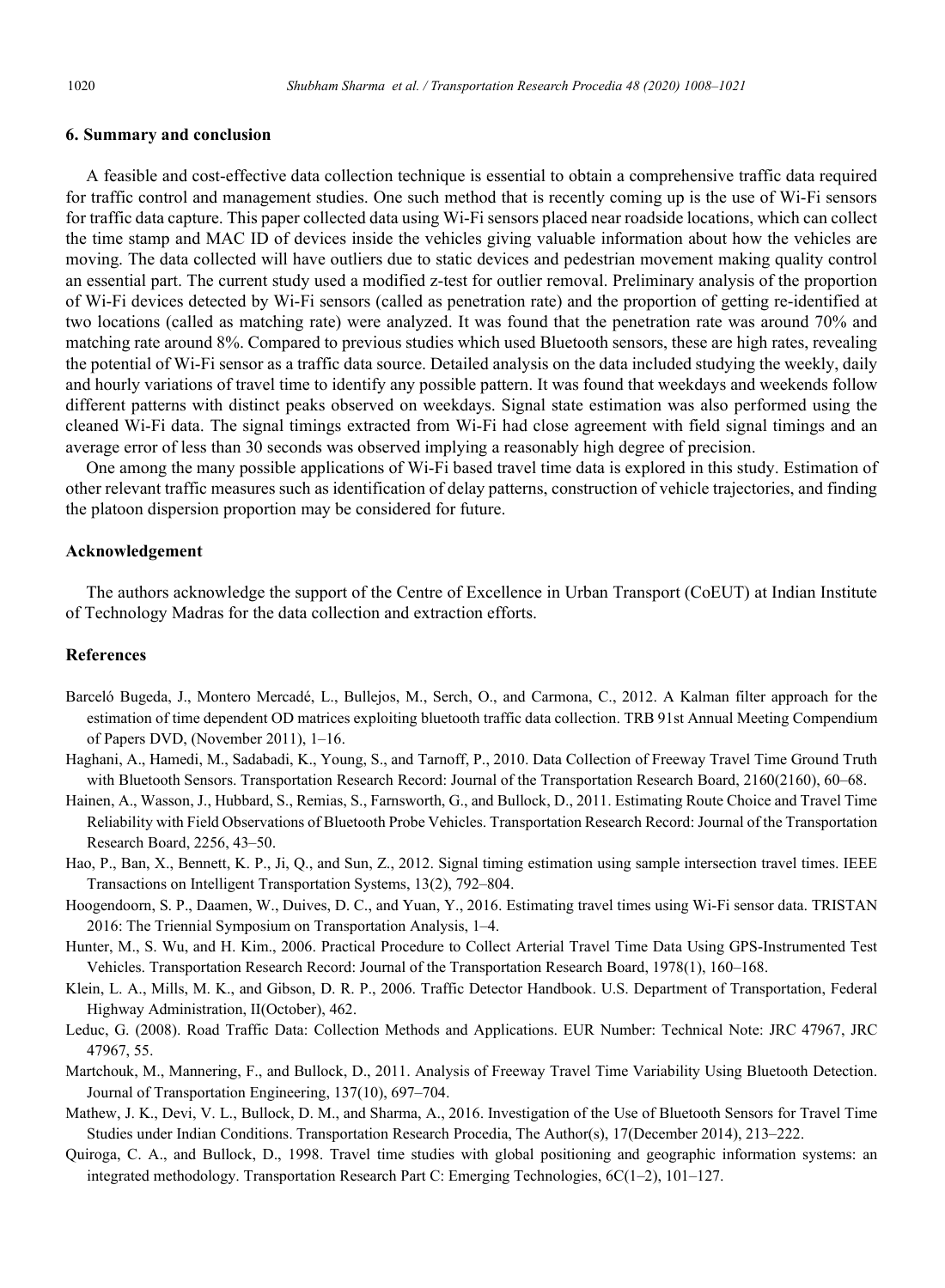## 6. Summary and conclusion

A feasible and cost-effective data collection technique is essential to obtain a comprehensive traffic data required for traffic control and management studies. One such method that is recently coming up is the use of Wi-Fi sensors for traffic data capture. This paper collected data using Wi-Fi sensors placed near roadside locations, which can collect the time stamp and MAC ID of devices inside the vehicles giving valuable information about how the vehicles are moving. The data collected will have outliers due to static devices and pedestrian movement making quality control an essential part. The current study used a modified z-test for outlier removal. Preliminary analysis of the proportion of Wi-Fi devices detected by Wi-Fi sensors (called as penetration rate) and the proportion of getting re-identified at two locations (called as matching rate) were analyzed. It was found that the penetration rate was around 70% and matching rate around 8%. Compared to previous studies which used Bluetooth sensors, these are high rates, revealing the potential of Wi-Fi sensor as a traffic data source. Detailed analysis on the data included studying the weekly, daily and hourly variations of travel time to identify any possible pattern. It was found that weekdays and weekends follow different patterns with distinct peaks observed on weekdays. Signal state estimation was also performed using the cleaned Wi-Fi data. The signal timings extracted from Wi-Fi had close agreement with field signal timings and an average error of less than 30 seconds was observed implying a reasonably high degree of precision.

One among the many possible applications of Wi-Fi based travel time data is explored in this study. Estimation of other relevant traffic measures such as identification of delay patterns, construction of vehicle trajectories, and finding the platoon dispersion proportion may be considered for future.

## Acknowledgement

The authors acknowledge the support of the Centre of Excellence in Urban Transport (CoEUT) at Indian Institute of Technology Madras for the data collection and extraction efforts.

## References

Barceló Bugeda, J., Montero Mercadé, L., Bullejos, M., Serch, O., and Carmona, C., 2012. A Kalman filter approach for the estimation of time dependent OD matrices exploiting bluetooth traffic data collection. TRB 91st Annual Meeting Compendium of Papers DVD, (November 2011), 1–16.

Haghani, A., Hamedi, M., Sadabadi, K., Young, S., and Tarnoff, P., 2010. Data Collection of Freeway Travel Time Ground Truth with Bluetooth Sensors. Transportation Research Record: Journal of the Transportation Research Board, 2160(2160), 60–68.

Hainen, A., Wasson, J., Hubbard, S., Remias, S., Farnsworth, G., and Bullock, D., 2011. Estimating Route Choice and Travel Time Reliability with Field Observations of Bluetooth Probe Vehicles. Transportation Research Record: Journal of the Transportation Research Board, 2256, 43–50.

Hao, P., Ban, X., Bennett, K. P., Ji, Q., and Sun, Z., 2012. Signal timing estimation using sample intersection travel times. IEEE Transactions on Intelligent Transportation Systems, 13(2), 792–804.

Hoogendoorn, S. P., Daamen, W., Duives, D. C., and Yuan, Y., 2016. Estimating travel times using Wi-Fi sensor data. TRISTAN 2016: The Triennial Symposium on Transportation Analysis, 1–4.

Hunter, M., S. Wu, and H. Kim., 2006. Practical Procedure to Collect Arterial Travel Time Data Using GPS-Instrumented Test Vehicles. Transportation Research Record: Journal of the Transportation Research Board, 1978(1), 160–168.

Klein, L. A., Mills, M. K., and Gibson, D. R. P., 2006. Traffic Detector Handbook. U.S. Department of Transportation, Federal Highway Administration, II(October), 462.

Leduc, G. (2008). Road Traffic Data: Collection Methods and Applications. EUR Number: Technical Note: JRC 47967, JRC 47967, 55.

Martchouk, M., Mannering, F., and Bullock, D., 2011. Analysis of Freeway Travel Time Variability Using Bluetooth Detection. Journal of Transportation Engineering, 137(10), 697–704.

Mathew, J. K., Devi, V. L., Bullock, D. M., and Sharma, A., 2016. Investigation of the Use of Bluetooth Sensors for Travel Time Studies under Indian Conditions. Transportation Research Procedia, The Author(s), 17(December 2014), 213–222.

Quiroga, C. A., and Bullock, D., 1998. Travel time studies with global positioning and geographic information systems: an integrated methodology. Transportation Research Part C: Emerging Technologies, 6C(1–2), 101–127.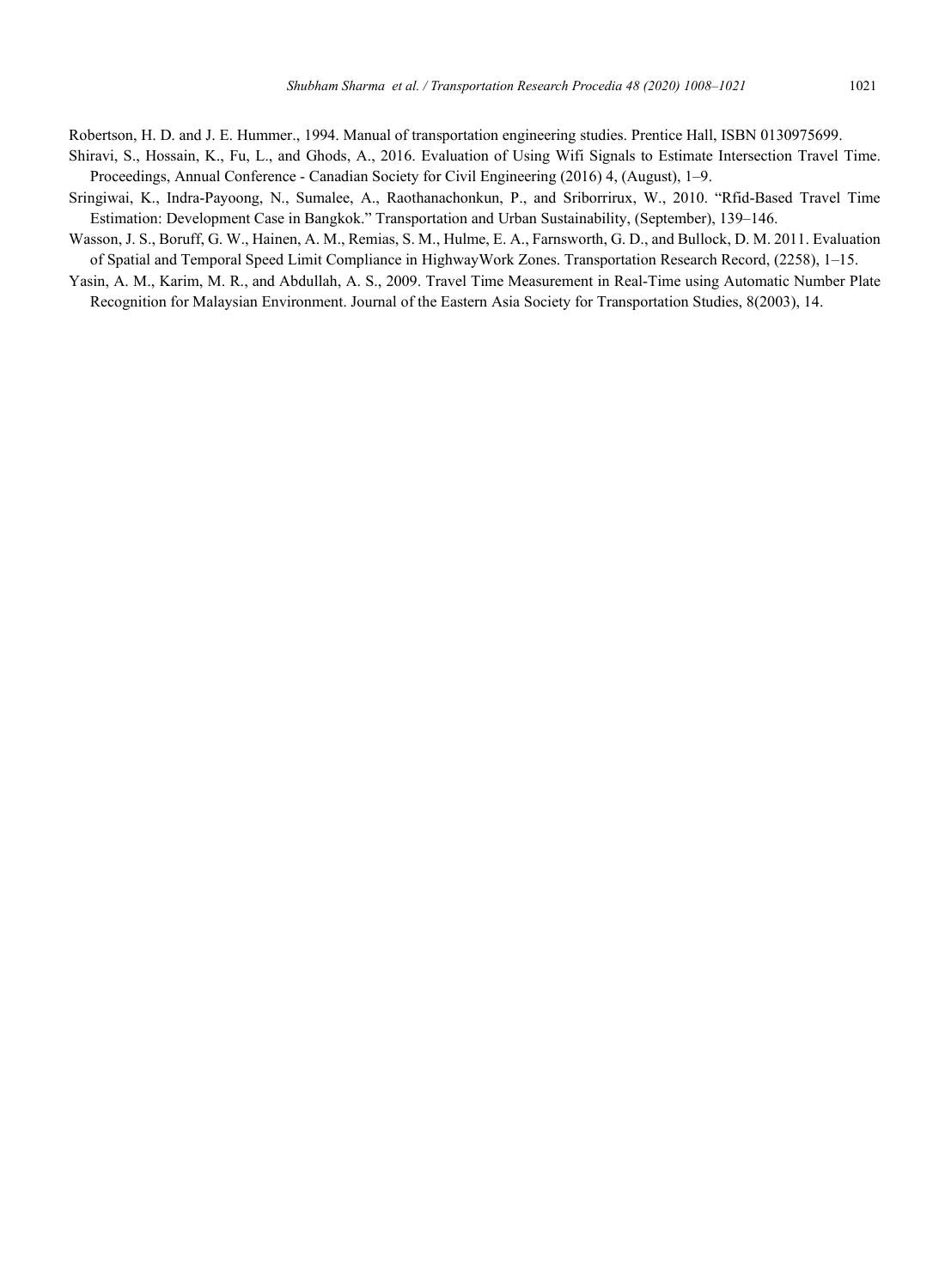Robertson, H. D. and J. E. Hummer., 1994. Manual of transportation engineering studies. Prentice Hall, ISBN 0130975699.

Shiravi, S., Hossain, K., Fu, L., and Ghods, A., 2016. Evaluation of Using Wifi Signals to Estimate Intersection Travel Time. Proceedings, Annual Conference - Canadian Society for Civil Engineering (2016) 4, (August), 1–9.

Sringiwai, K., Indra-Payoong, N., Sumalee, A., Raothanachonkun, P., and Sriborrirux, W., 2010. "Rfid-Based Travel Time Estimation: Development Case in Bangkok." Transportation and Urban Sustainability, (September), 139–146.

Wasson, J. S., Boruff, G. W., Hainen, A. M., Remias, S. M., Hulme, E. A., Farnsworth, G. D., and Bullock, D. M. 2011. Evaluation of Spatial and Temporal Speed Limit Compliance in HighwayWork Zones. Transportation Research Record, (2258), 1–15.

Yasin, A. M., Karim, M. R., and Abdullah, A. S., 2009. Travel Time Measurement in Real-Time using Automatic Number Plate Recognition for Malaysian Environment. Journal of the Eastern Asia Society for Transportation Studies, 8(2003), 14.